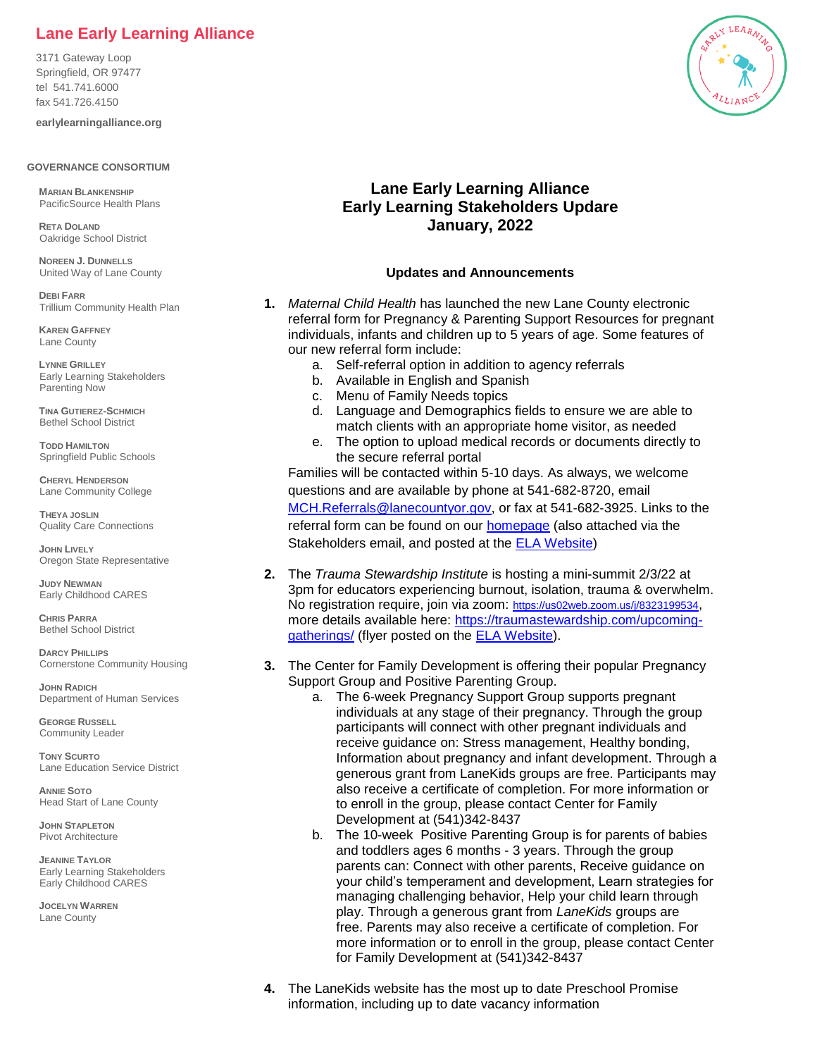# Lane Early Learning Alliance

3171 Gateway Loop
Springfield, OR 97477
tel 541.741.6000
fax 541.726.4150

**earlylearningalliance.org**

**GOVERNANCE CONSORTIUM**

**Marian Blankenship**
PacificSource Health Plans

**Reta Doland**
Oakridge School District

**Noreen J. Dunnells**
United Way of Lane County

**Debi Farr**
Trillium Community Health Plan

**Karen Gaffney**
Lane County

**Lynne Grilley**
Early Learning Stakeholders
Parenting Now

**Tina Gutierez-Schmich**
Bethel School District

**Todd Hamilton**
Springfield Public Schools

**Cheryl Henderson**
Lane Community College

**Theya Joslin**
Quality Care Connections

**John Lively**
Oregon State Representative

**Judy Newman**
Early Childhood CARES

**Chris Parra**
Bethel School District

**Darcy Phillips**
Cornerstone Community Housing

**John Radich**
Department of Human Services

**George Russell**
Community Leader

**Tony Scurto**
Lane Education Service District

**Annie Soto**
Head Start of Lane County

**John Stapleton**
Pivot Architecture

**Jeanine Taylor**
Early Learning Stakeholders
Early Childhood CARES

**Jocelyn Warren**
Lane County

## Lane Early Learning Alliance
## Early Learning Stakeholders Update
## January, 2022

### Updates and Announcements

1. *Maternal Child Health* has launched the new Lane County electronic referral form for Pregnancy & Parenting Support Resources for pregnant individuals, infants and children up to 5 years of age. Some features of our new referral form include:
   a. Self-referral option in addition to agency referrals
   b. Available in English and Spanish
   c. Menu of Family Needs topics
   d. Language and Demographics fields to ensure we are able to match clients with an appropriate home visitor, as needed
   e. The option to upload medical records or documents directly to the secure referral portal

   Families will be contacted within 5-10 days. As always, we welcome questions and are available by phone at 541-682-8720, email MCH.Referrals@lanecountyor.gov, or fax at 541-682-3925. Links to the referral form can be found on our homepage (also attached via the Stakeholders email, and posted at the ELA Website)

2. The *Trauma Stewardship Institute* is hosting a mini-summit 2/3/22 at 3pm for educators experiencing burnout, isolation, trauma & overwhelm. No registration require, join via zoom: https://us02web.zoom.us/j/8323199534, more details available here: https://traumastewardship.com/upcoming-gatherings/ (flyer posted on the ELA Website).

3. The Center for Family Development is offering their popular Pregnancy Support Group and Positive Parenting Group.
   a. The 6-week Pregnancy Support Group supports pregnant individuals at any stage of their pregnancy. Through the group participants will connect with other pregnant individuals and receive guidance on: Stress management, Healthy bonding, Information about pregnancy and infant development. Through a generous grant from LaneKids groups are free. Participants may also receive a certificate of completion. For more information or to enroll in the group, please contact Center for Family Development at (541)342-8437
   b. The 10-week Positive Parenting Group is for parents of babies and toddlers ages 6 months - 3 years. Through the group parents can: Connect with other parents, Receive guidance on your child's temperament and development, Learn strategies for managing challenging behavior, Help your child learn through play. Through a generous grant from *LaneKids* groups are free. Parents may also receive a certificate of completion. For more information or to enroll in the group, please contact Center for Family Development at (541)342-8437

4. The LaneKids website has the most up to date Preschool Promise information, including up to date vacancy information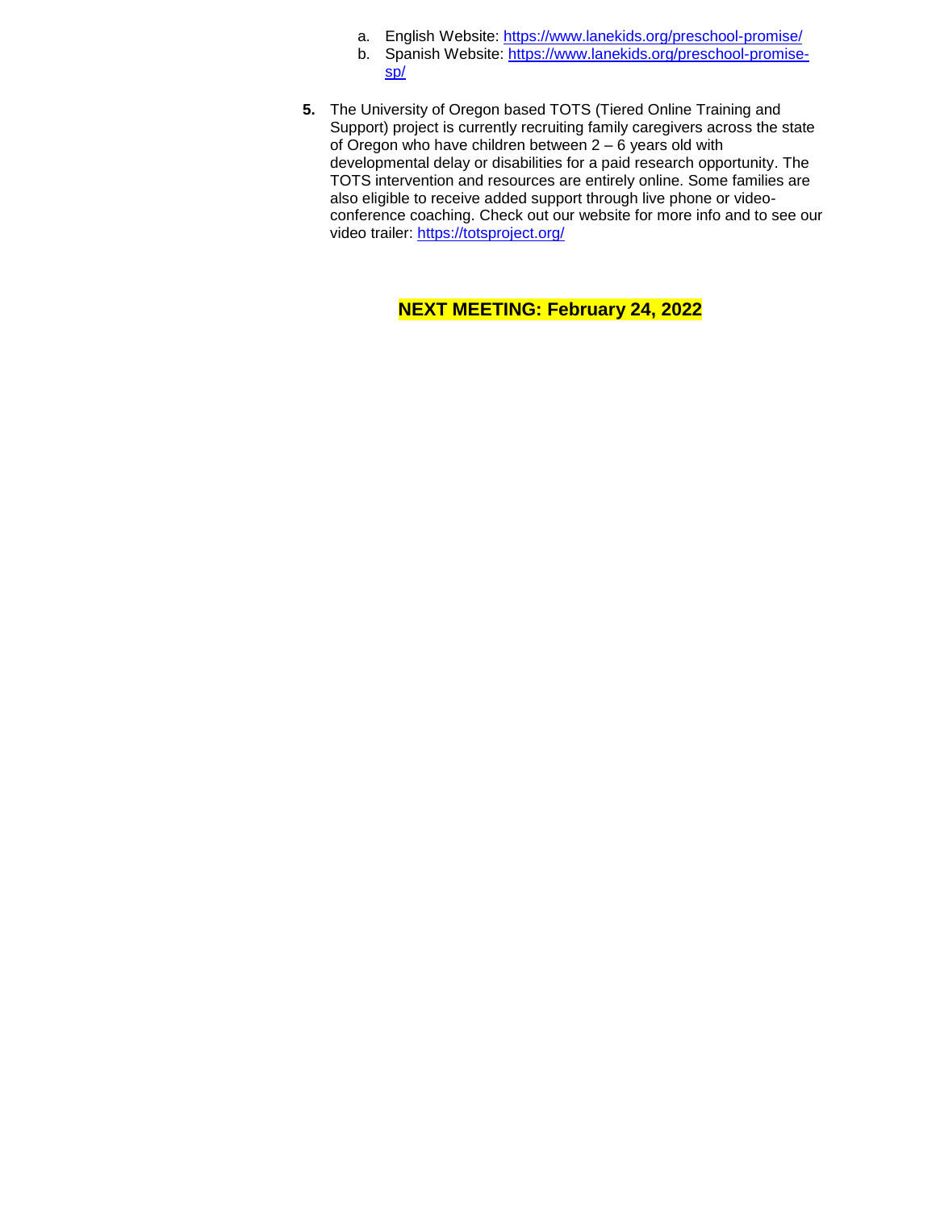a. English Website: https://www.lanekids.org/preschool-promise/
   b. Spanish Website: https://www.lanekids.org/preschool-promise-sp/

5. The University of Oregon based TOTS (Tiered Online Training and Support) project is currently recruiting family caregivers across the state of Oregon who have children between 2 – 6 years old with developmental delay or disabilities for a paid research opportunity. The TOTS intervention and resources are entirely online. Some families are also eligible to receive added support through live phone or video-conference coaching. Check out our website for more info and to see our video trailer: https://totsproject.org/

**NEXT MEETING: February 24, 2022**